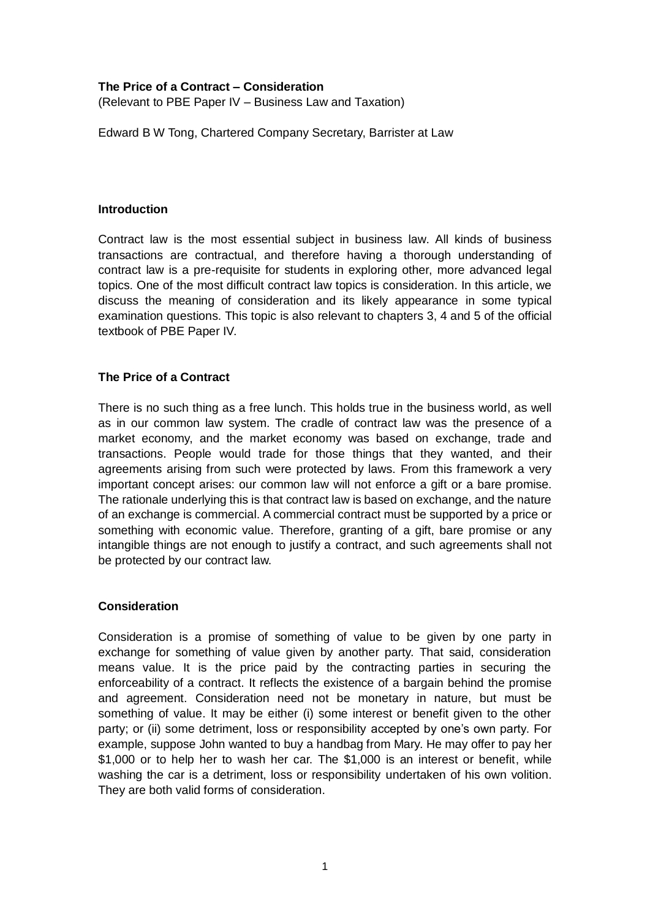**The Price of a Contract – Consideration**

(Relevant to PBE Paper IV – Business Law and Taxation)

Edward B W Tong, Chartered Company Secretary, Barrister at Law

## Introduction

Contract law is the most essential subject in business law. All kinds of business transactions are contractual, and therefore having a thorough understanding of contract law is a pre-requisite for students in exploring other, more advanced legal topics. One of the most difficult contract law topics is consideration. In this article, we discuss the meaning of consideration and its likely appearance in some typical examination questions. This topic is also relevant to chapters 3, 4 and 5 of the official textbook of PBE Paper IV.

## The Price of a Contract

There is no such thing as a free lunch. This holds true in the business world, as well as in our common law system. The cradle of contract law was the presence of a market economy, and the market economy was based on exchange, trade and transactions. People would trade for those things that they wanted, and their agreements arising from such were protected by laws. From this framework a very important concept arises: our common law will not enforce a gift or a bare promise. The rationale underlying this is that contract law is based on exchange, and the nature of an exchange is commercial. A commercial contract must be supported by a price or something with economic value. Therefore, granting of a gift, bare promise or any intangible things are not enough to justify a contract, and such agreements shall not be protected by our contract law.

## Consideration

Consideration is a promise of something of value to be given by one party in exchange for something of value given by another party. That said, consideration means value. It is the price paid by the contracting parties in securing the enforceability of a contract. It reflects the existence of a bargain behind the promise and agreement. Consideration need not be monetary in nature, but must be something of value. It may be either (i) some interest or benefit given to the other party; or (ii) some detriment, loss or responsibility accepted by one's own party. For example, suppose John wanted to buy a handbag from Mary. He may offer to pay her $1,000 or to help her to wash her car. The $1,000 is an interest or benefit, while washing the car is a detriment, loss or responsibility undertaken of his own volition. They are both valid forms of consideration.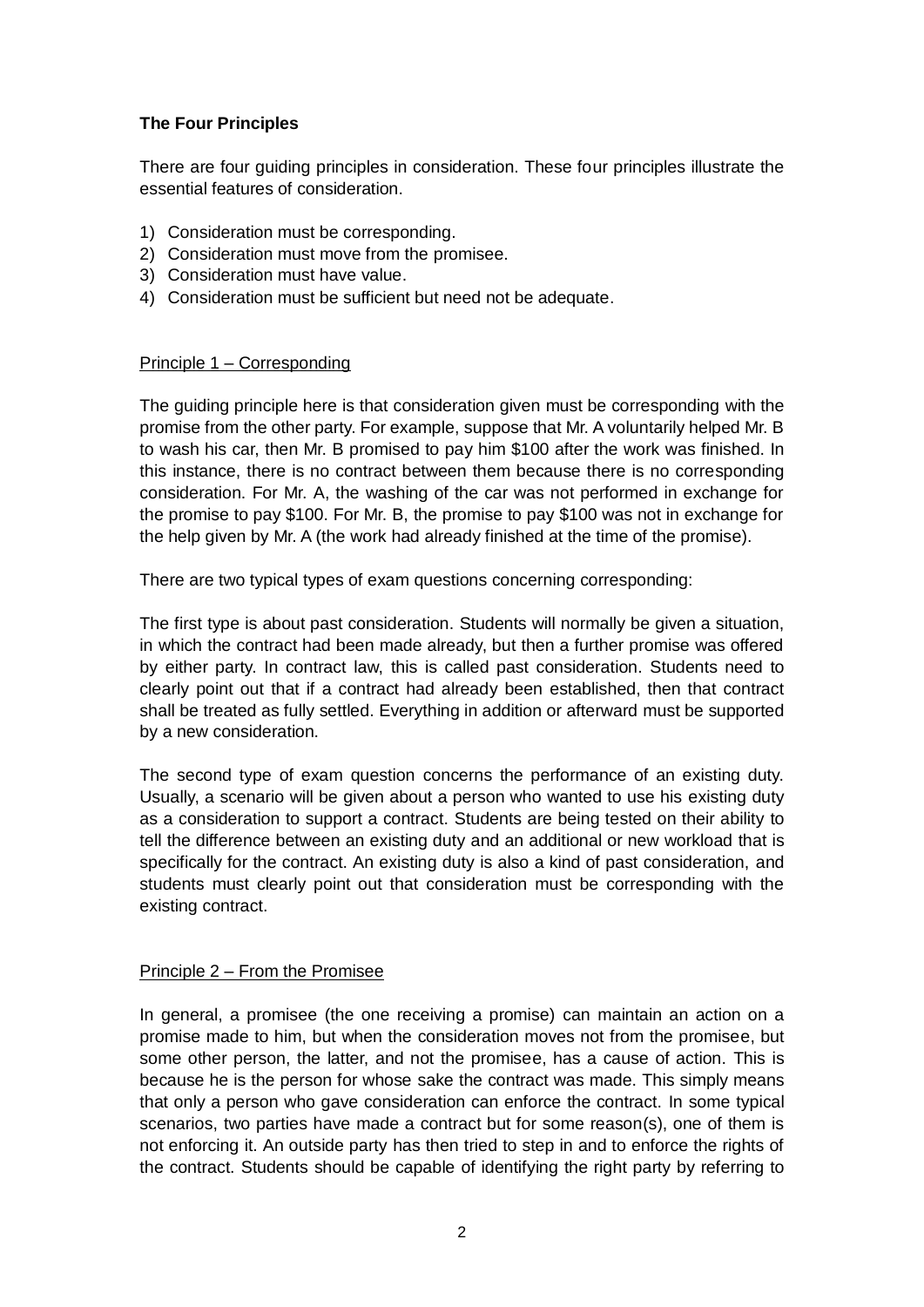**The Four Principles**

There are four guiding principles in consideration. These four principles illustrate the essential features of consideration.

1) Consideration must be corresponding.
2) Consideration must move from the promisee.
3) Consideration must have value.
4) Consideration must be sufficient but need not be adequate.

Principle 1 – Corresponding

The guiding principle here is that consideration given must be corresponding with the promise from the other party. For example, suppose that Mr. A voluntarily helped Mr. B to wash his car, then Mr. B promised to pay him $100 after the work was finished. In this instance, there is no contract between them because there is no corresponding consideration. For Mr. A, the washing of the car was not performed in exchange for the promise to pay $100. For Mr. B, the promise to pay $100 was not in exchange for the help given by Mr. A (the work had already finished at the time of the promise).

There are two typical types of exam questions concerning corresponding:

The first type is about past consideration. Students will normally be given a situation, in which the contract had been made already, but then a further promise was offered by either party. In contract law, this is called past consideration. Students need to clearly point out that if a contract had already been established, then that contract shall be treated as fully settled. Everything in addition or afterward must be supported by a new consideration.

The second type of exam question concerns the performance of an existing duty. Usually, a scenario will be given about a person who wanted to use his existing duty as a consideration to support a contract. Students are being tested on their ability to tell the difference between an existing duty and an additional or new workload that is specifically for the contract. An existing duty is also a kind of past consideration, and students must clearly point out that consideration must be corresponding with the existing contract.

Principle 2 – From the Promisee

In general, a promisee (the one receiving a promise) can maintain an action on a promise made to him, but when the consideration moves not from the promisee, but some other person, the latter, and not the promisee, has a cause of action. This is because he is the person for whose sake the contract was made. This simply means that only a person who gave consideration can enforce the contract. In some typical scenarios, two parties have made a contract but for some reason(s), one of them is not enforcing it. An outside party has then tried to step in and to enforce the rights of the contract. Students should be capable of identifying the right party by referring to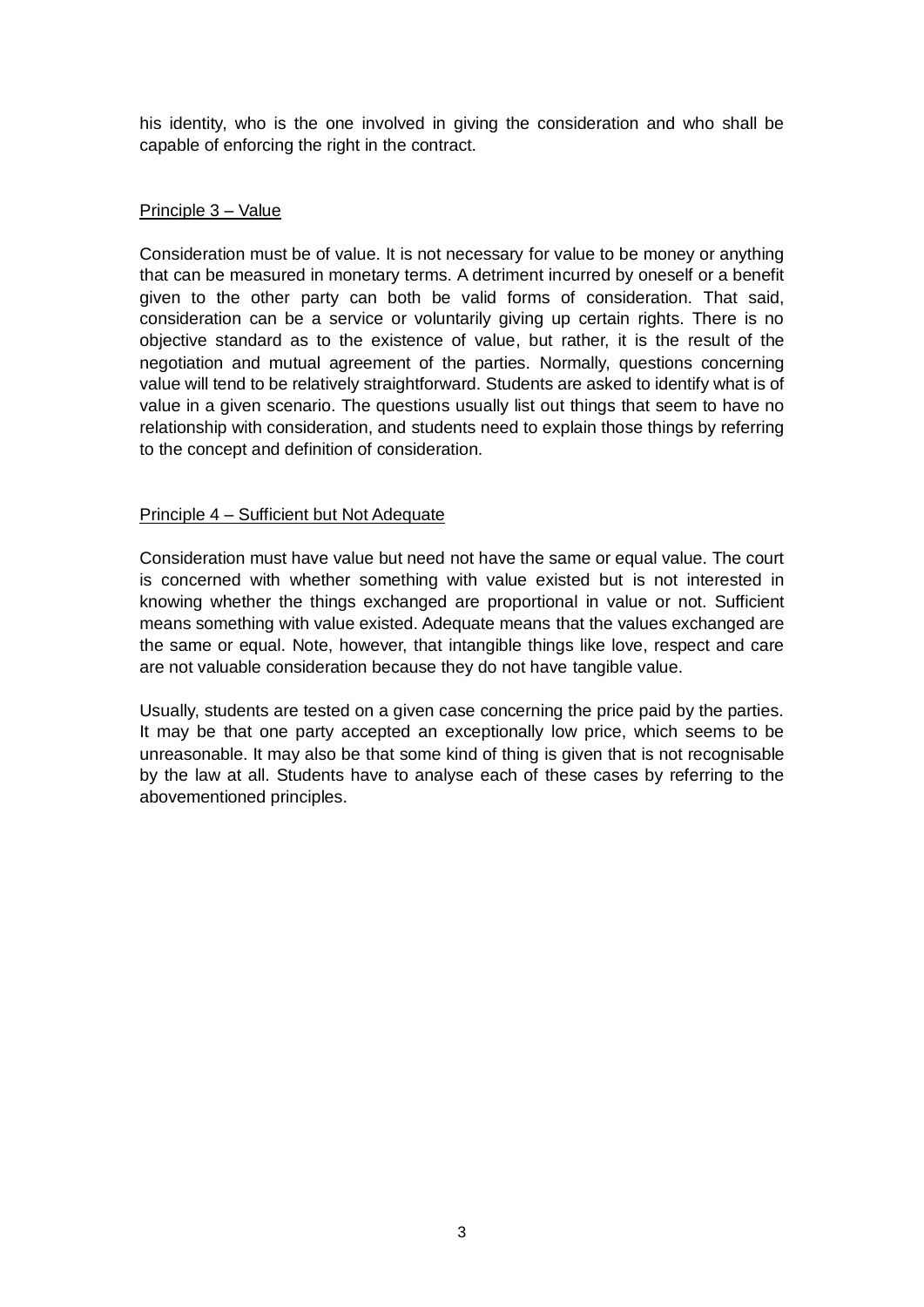his identity, who is the one involved in giving the consideration and who shall be capable of enforcing the right in the contract.

<u>Principle 3 – Value</u>

Consideration must be of value. It is not necessary for value to be money or anything that can be measured in monetary terms. A detriment incurred by oneself or a benefit given to the other party can both be valid forms of consideration. That said, consideration can be a service or voluntarily giving up certain rights. There is no objective standard as to the existence of value, but rather, it is the result of the negotiation and mutual agreement of the parties. Normally, questions concerning value will tend to be relatively straightforward. Students are asked to identify what is of value in a given scenario. The questions usually list out things that seem to have no relationship with consideration, and students need to explain those things by referring to the concept and definition of consideration.

<u>Principle 4 – Sufficient but Not Adequate</u>

Consideration must have value but need not have the same or equal value. The court is concerned with whether something with value existed but is not interested in knowing whether the things exchanged are proportional in value or not. Sufficient means something with value existed. Adequate means that the values exchanged are the same or equal. Note, however, that intangible things like love, respect and care are not valuable consideration because they do not have tangible value.

Usually, students are tested on a given case concerning the price paid by the parties. It may be that one party accepted an exceptionally low price, which seems to be unreasonable. It may also be that some kind of thing is given that is not recognisable by the law at all. Students have to analyse each of these cases by referring to the abovementioned principles.